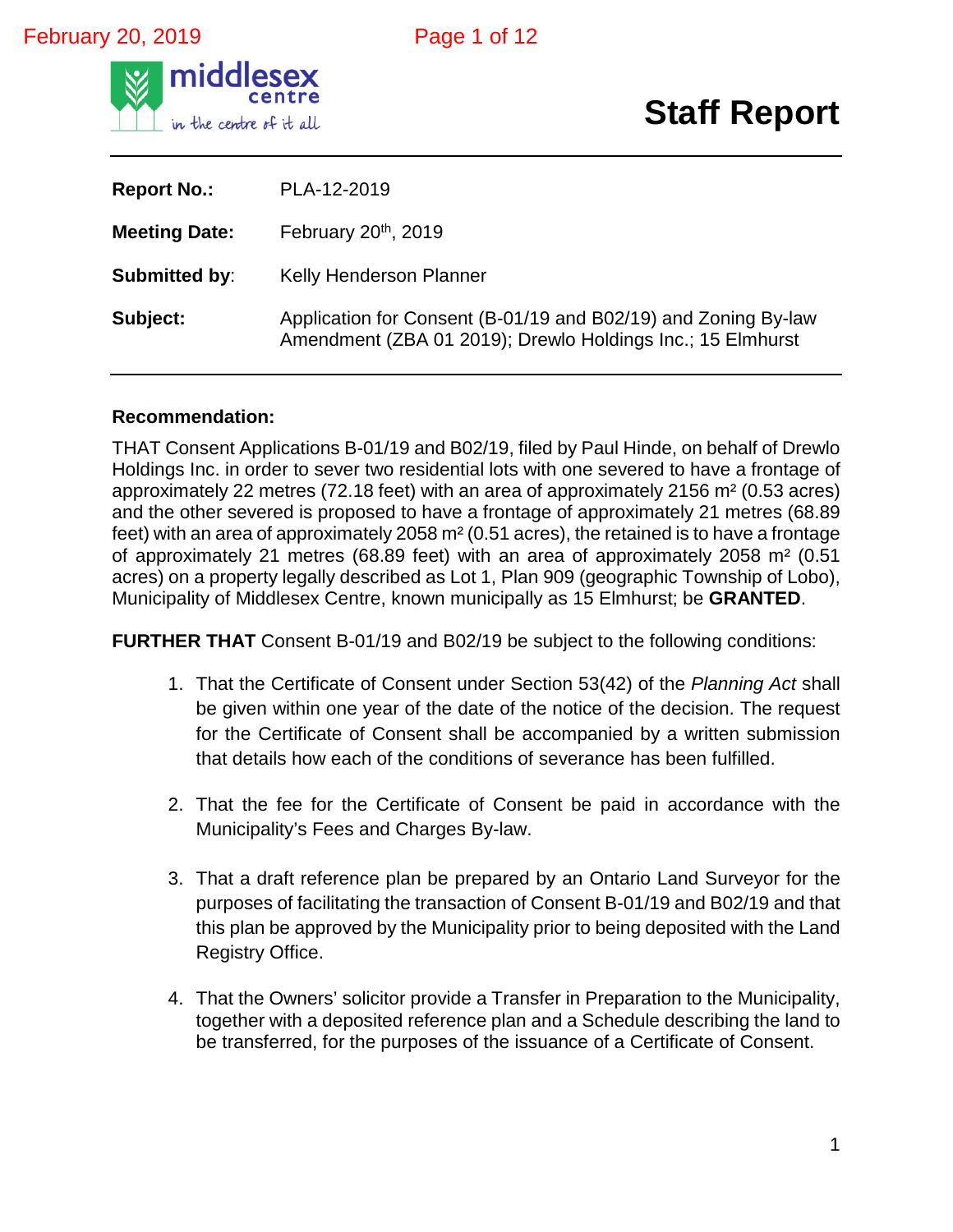# Staff Report

| | |
|---|---|
| **Report No.:** | PLA-12-2019 |
| **Meeting Date:** | February 20th, 2019 |
| **Submitted by**: | Kelly Henderson Planner |
| **Subject:** | Application for Consent (B-01/19 and B02/19) and Zoning By-law Amendment (ZBA 01 2019); Drewlo Holdings Inc.; 15 Elmhurst |

**Recommendation:**

THAT Consent Applications B-01/19 and B02/19, filed by Paul Hinde, on behalf of Drewlo Holdings Inc. in order to sever two residential lots with one severed to have a frontage of approximately 22 metres (72.18 feet) with an area of approximately 2156 m² (0.53 acres) and the other severed is proposed to have a frontage of approximately 21 metres (68.89 feet) with an area of approximately 2058 m² (0.51 acres), the retained is to have a frontage of approximately 21 metres (68.89 feet) with an area of approximately 2058 m² (0.51 acres) on a property legally described as Lot 1, Plan 909 (geographic Township of Lobo), Municipality of Middlesex Centre, known municipally as 15 Elmhurst; be **GRANTED**.

**FURTHER THAT** Consent B-01/19 and B02/19 be subject to the following conditions:

1. That the Certificate of Consent under Section 53(42) of the *Planning Act* shall be given within one year of the date of the notice of the decision. The request for the Certificate of Consent shall be accompanied by a written submission that details how each of the conditions of severance has been fulfilled.

2. That the fee for the Certificate of Consent be paid in accordance with the Municipality's Fees and Charges By-law.

3. That a draft reference plan be prepared by an Ontario Land Surveyor for the purposes of facilitating the transaction of Consent B-01/19 and B02/19 and that this plan be approved by the Municipality prior to being deposited with the Land Registry Office.

4. That the Owners' solicitor provide a Transfer in Preparation to the Municipality, together with a deposited reference plan and a Schedule describing the land to be transferred, for the purposes of the issuance of a Certificate of Consent.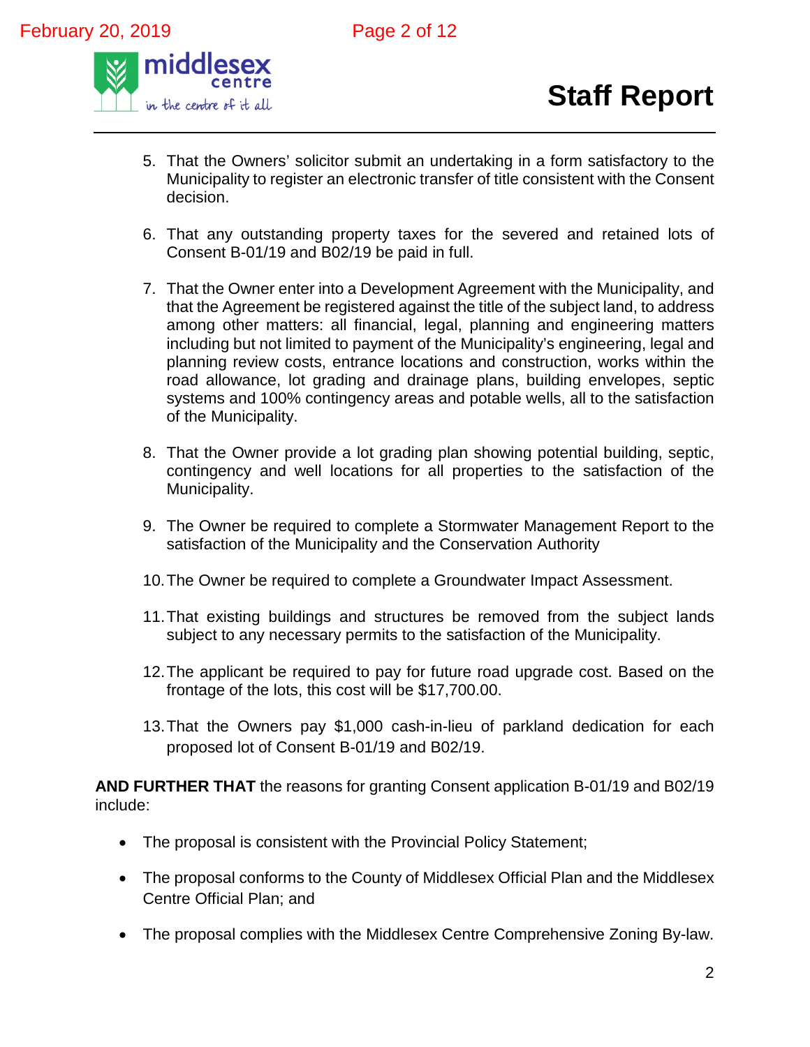5. That the Owners' solicitor submit an undertaking in a form satisfactory to the Municipality to register an electronic transfer of title consistent with the Consent decision.

6. That any outstanding property taxes for the severed and retained lots of Consent B-01/19 and B02/19 be paid in full.

7. That the Owner enter into a Development Agreement with the Municipality, and that the Agreement be registered against the title of the subject land, to address among other matters: all financial, legal, planning and engineering matters including but not limited to payment of the Municipality's engineering, legal and planning review costs, entrance locations and construction, works within the road allowance, lot grading and drainage plans, building envelopes, septic systems and 100% contingency areas and potable wells, all to the satisfaction of the Municipality.

8. That the Owner provide a lot grading plan showing potential building, septic, contingency and well locations for all properties to the satisfaction of the Municipality.

9. The Owner be required to complete a Stormwater Management Report to the satisfaction of the Municipality and the Conservation Authority

10. The Owner be required to complete a Groundwater Impact Assessment.

11. That existing buildings and structures be removed from the subject lands subject to any necessary permits to the satisfaction of the Municipality.

12. The applicant be required to pay for future road upgrade cost. Based on the frontage of the lots, this cost will be $17,700.00.

13. That the Owners pay $1,000 cash-in-lieu of parkland dedication for each proposed lot of Consent B-01/19 and B02/19.

**AND FURTHER THAT** the reasons for granting Consent application B-01/19 and B02/19 include:

- The proposal is consistent with the Provincial Policy Statement;
- The proposal conforms to the County of Middlesex Official Plan and the Middlesex Centre Official Plan; and
- The proposal complies with the Middlesex Centre Comprehensive Zoning By-law.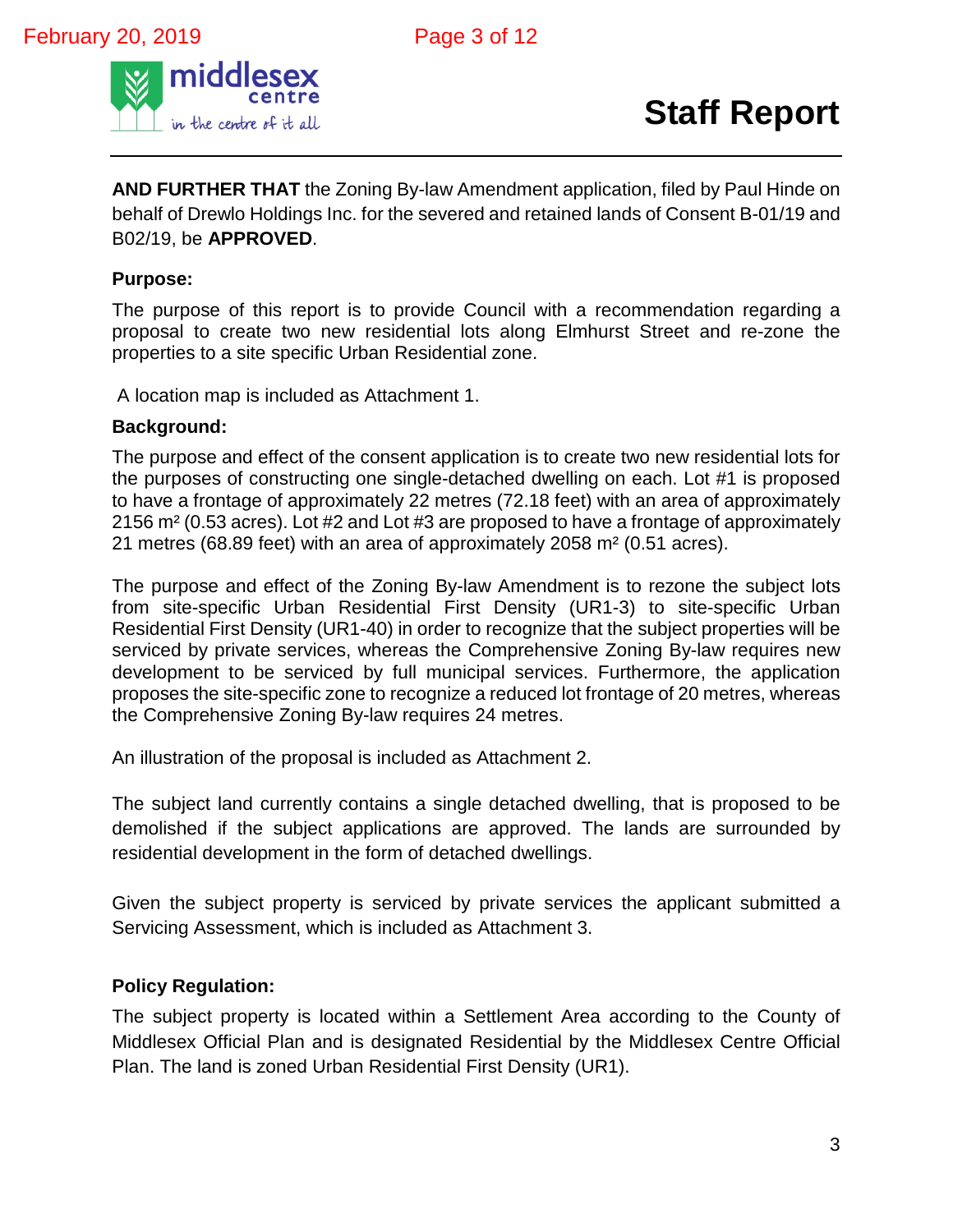**AND FURTHER THAT** the Zoning By-law Amendment application, filed by Paul Hinde on behalf of Drewlo Holdings Inc. for the severed and retained lands of Consent B-01/19 and B02/19, be **APPROVED**.

**Purpose:**

The purpose of this report is to provide Council with a recommendation regarding a proposal to create two new residential lots along Elmhurst Street and re-zone the properties to a site specific Urban Residential zone.

A location map is included as Attachment 1.

**Background:**

The purpose and effect of the consent application is to create two new residential lots for the purposes of constructing one single-detached dwelling on each. Lot #1 is proposed to have a frontage of approximately 22 metres (72.18 feet) with an area of approximately 2156 m² (0.53 acres). Lot #2 and Lot #3 are proposed to have a frontage of approximately 21 metres (68.89 feet) with an area of approximately 2058 m² (0.51 acres).

The purpose and effect of the Zoning By-law Amendment is to rezone the subject lots from site-specific Urban Residential First Density (UR1-3) to site-specific Urban Residential First Density (UR1-40) in order to recognize that the subject properties will be serviced by private services, whereas the Comprehensive Zoning By-law requires new development to be serviced by full municipal services. Furthermore, the application proposes the site-specific zone to recognize a reduced lot frontage of 20 metres, whereas the Comprehensive Zoning By-law requires 24 metres.

An illustration of the proposal is included as Attachment 2.

The subject land currently contains a single detached dwelling, that is proposed to be demolished if the subject applications are approved. The lands are surrounded by residential development in the form of detached dwellings.

Given the subject property is serviced by private services the applicant submitted a Servicing Assessment, which is included as Attachment 3.

**Policy Regulation:**

The subject property is located within a Settlement Area according to the County of Middlesex Official Plan and is designated Residential by the Middlesex Centre Official Plan. The land is zoned Urban Residential First Density (UR1).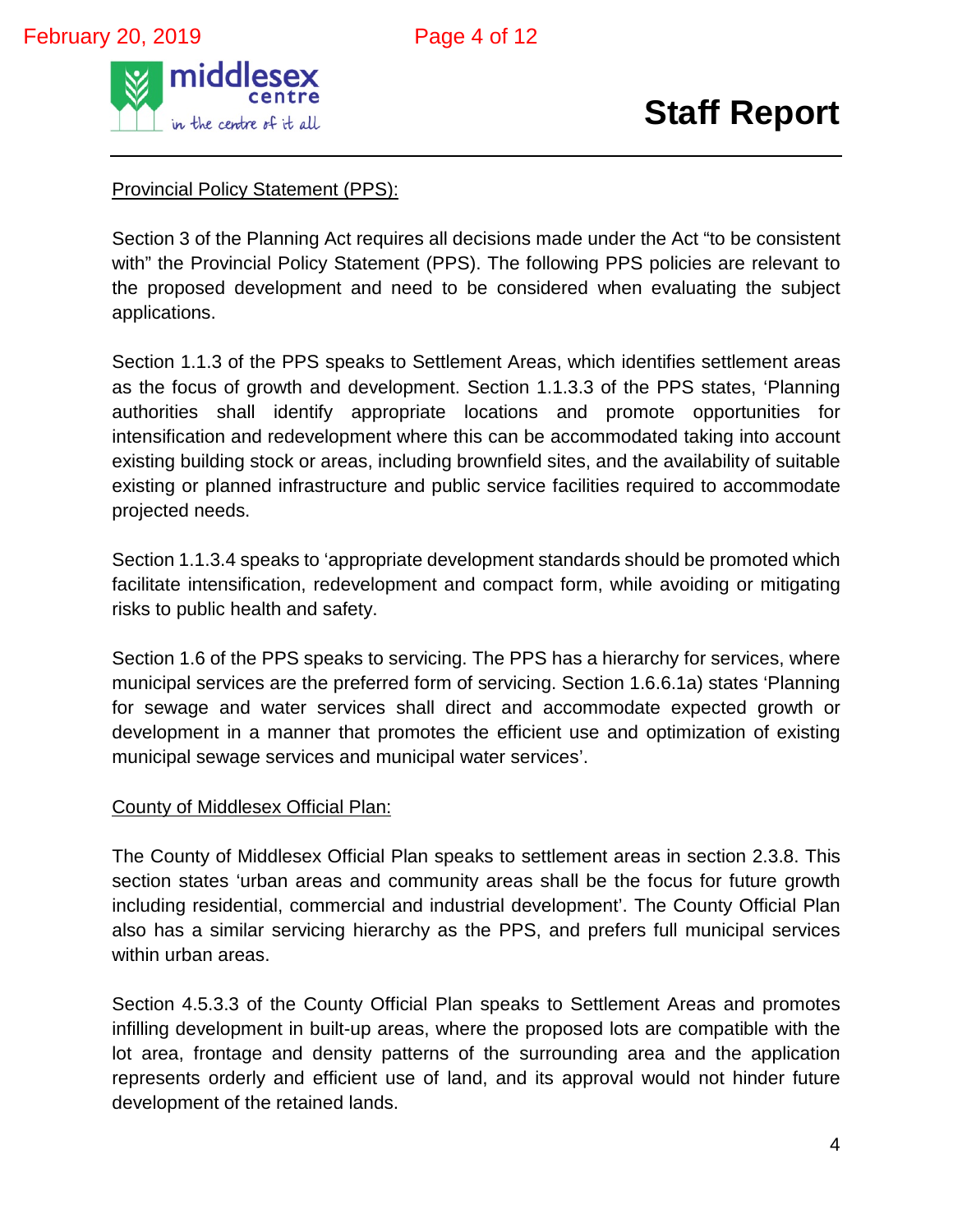<u>Provincial Policy Statement (PPS):</u>

Section 3 of the Planning Act requires all decisions made under the Act "to be consistent with" the Provincial Policy Statement (PPS). The following PPS policies are relevant to the proposed development and need to be considered when evaluating the subject applications.

Section 1.1.3 of the PPS speaks to Settlement Areas, which identifies settlement areas as the focus of growth and development. Section 1.1.3.3 of the PPS states, 'Planning authorities shall identify appropriate locations and promote opportunities for intensification and redevelopment where this can be accommodated taking into account existing building stock or areas, including brownfield sites, and the availability of suitable existing or planned infrastructure and public service facilities required to accommodate projected needs.

Section 1.1.3.4 speaks to 'appropriate development standards should be promoted which facilitate intensification, redevelopment and compact form, while avoiding or mitigating risks to public health and safety.

Section 1.6 of the PPS speaks to servicing. The PPS has a hierarchy for services, where municipal services are the preferred form of servicing. Section 1.6.6.1a) states 'Planning for sewage and water services shall direct and accommodate expected growth or development in a manner that promotes the efficient use and optimization of existing municipal sewage services and municipal water services'.

<u>County of Middlesex Official Plan:</u>

The County of Middlesex Official Plan speaks to settlement areas in section 2.3.8. This section states 'urban areas and community areas shall be the focus for future growth including residential, commercial and industrial development'. The County Official Plan also has a similar servicing hierarchy as the PPS, and prefers full municipal services within urban areas.

Section 4.5.3.3 of the County Official Plan speaks to Settlement Areas and promotes infilling development in built-up areas, where the proposed lots are compatible with the lot area, frontage and density patterns of the surrounding area and the application represents orderly and efficient use of land, and its approval would not hinder future development of the retained lands.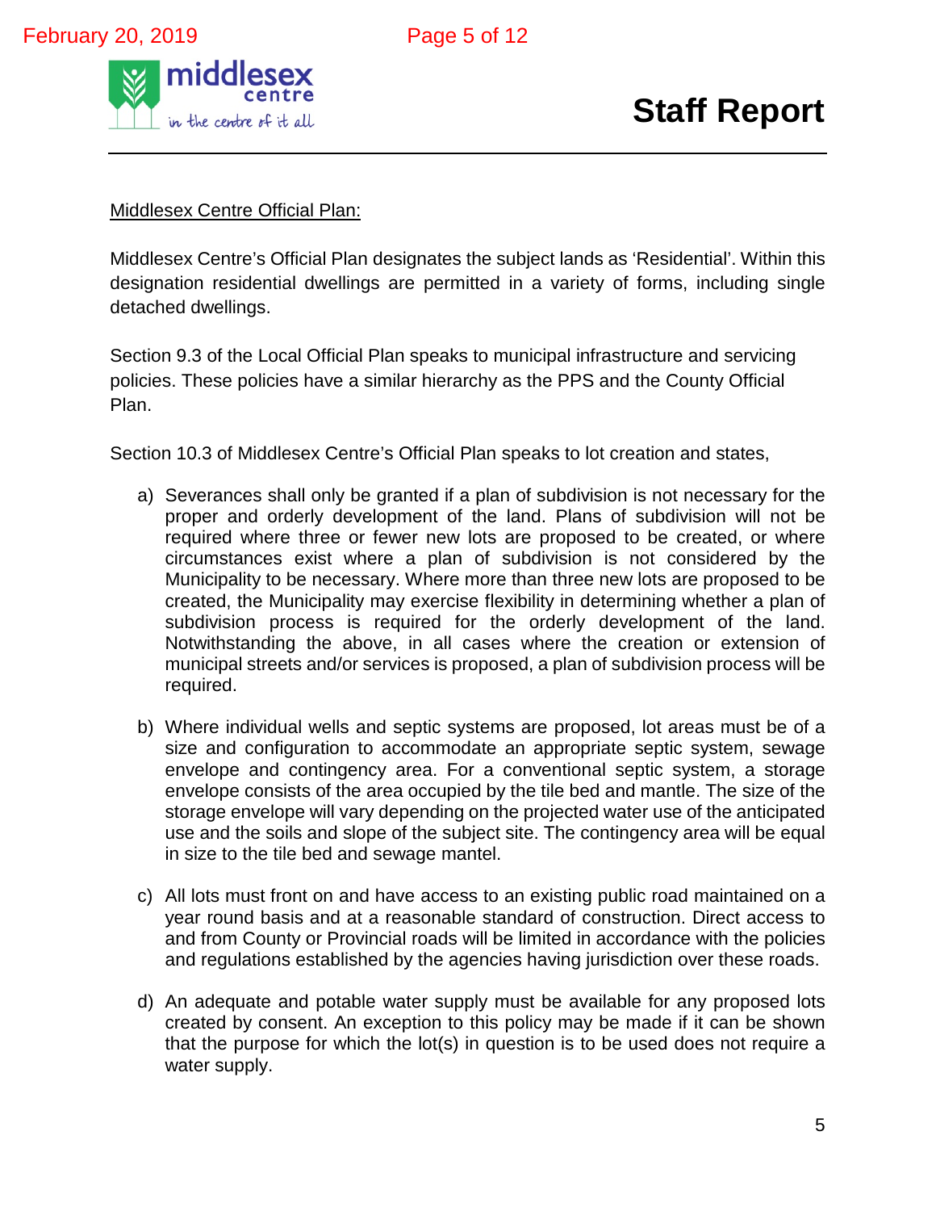Middlesex Centre Official Plan:

Middlesex Centre's Official Plan designates the subject lands as 'Residential'. Within this designation residential dwellings are permitted in a variety of forms, including single detached dwellings.

Section 9.3 of the Local Official Plan speaks to municipal infrastructure and servicing policies. These policies have a similar hierarchy as the PPS and the County Official Plan.

Section 10.3 of Middlesex Centre's Official Plan speaks to lot creation and states,

a) Severances shall only be granted if a plan of subdivision is not necessary for the proper and orderly development of the land. Plans of subdivision will not be required where three or fewer new lots are proposed to be created, or where circumstances exist where a plan of subdivision is not considered by the Municipality to be necessary. Where more than three new lots are proposed to be created, the Municipality may exercise flexibility in determining whether a plan of subdivision process is required for the orderly development of the land. Notwithstanding the above, in all cases where the creation or extension of municipal streets and/or services is proposed, a plan of subdivision process will be required.

b) Where individual wells and septic systems are proposed, lot areas must be of a size and configuration to accommodate an appropriate septic system, sewage envelope and contingency area. For a conventional septic system, a storage envelope consists of the area occupied by the tile bed and mantle. The size of the storage envelope will vary depending on the projected water use of the anticipated use and the soils and slope of the subject site. The contingency area will be equal in size to the tile bed and sewage mantel.

c) All lots must front on and have access to an existing public road maintained on a year round basis and at a reasonable standard of construction. Direct access to and from County or Provincial roads will be limited in accordance with the policies and regulations established by the agencies having jurisdiction over these roads.

d) An adequate and potable water supply must be available for any proposed lots created by consent. An exception to this policy may be made if it can be shown that the purpose for which the lot(s) in question is to be used does not require a water supply.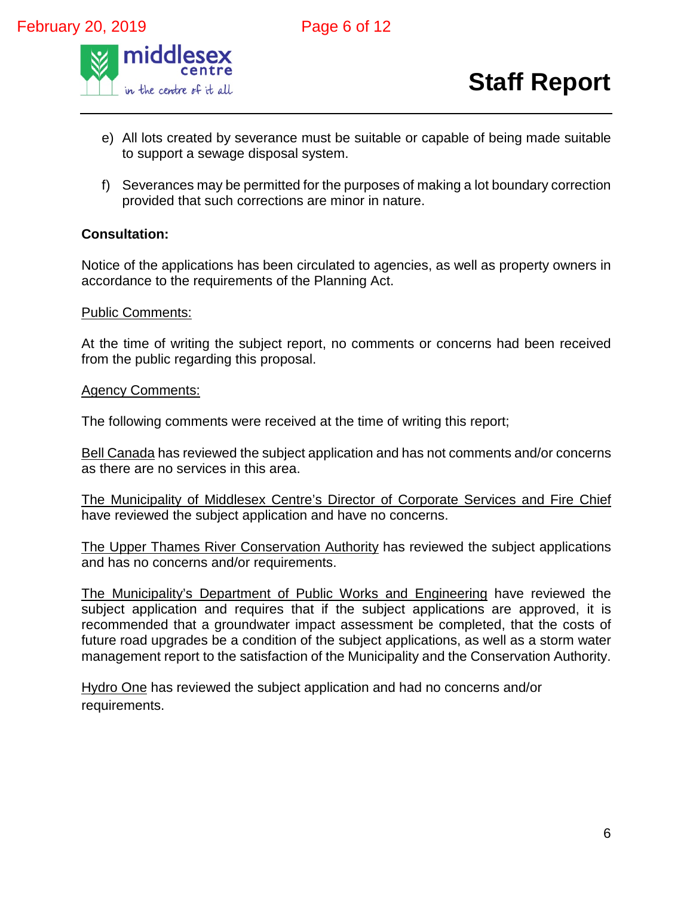e) All lots created by severance must be suitable or capable of being made suitable to support a sewage disposal system.

f) Severances may be permitted for the purposes of making a lot boundary correction provided that such corrections are minor in nature.

**Consultation:**

Notice of the applications has been circulated to agencies, as well as property owners in accordance to the requirements of the Planning Act.

<u>Public Comments:</u>

At the time of writing the subject report, no comments or concerns had been received from the public regarding this proposal.

<u>Agency Comments:</u>

The following comments were received at the time of writing this report;

<u>Bell Canada</u> has reviewed the subject application and has not comments and/or concerns as there are no services in this area.

<u>The Municipality of Middlesex Centre's Director of Corporate Services and Fire Chief</u> have reviewed the subject application and have no concerns.

<u>The Upper Thames River Conservation Authority</u> has reviewed the subject applications and has no concerns and/or requirements.

<u>The Municipality's Department of Public Works and Engineering</u> have reviewed the subject application and requires that if the subject applications are approved, it is recommended that a groundwater impact assessment be completed, that the costs of future road upgrades be a condition of the subject applications, as well as a storm water management report to the satisfaction of the Municipality and the Conservation Authority.

<u>Hydro One</u> has reviewed the subject application and had no concerns and/or requirements.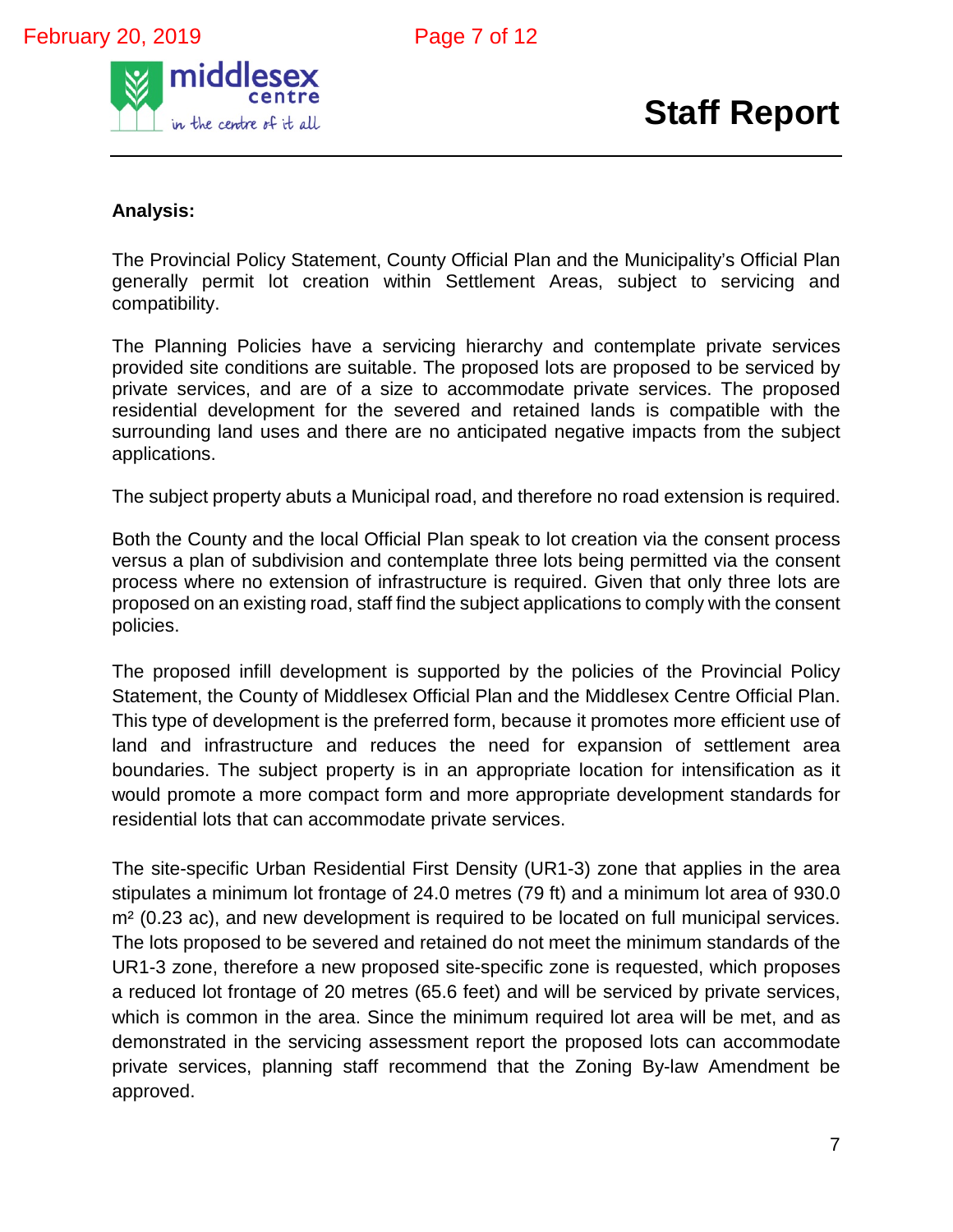**Analysis:**

The Provincial Policy Statement, County Official Plan and the Municipality's Official Plan generally permit lot creation within Settlement Areas, subject to servicing and compatibility.

The Planning Policies have a servicing hierarchy and contemplate private services provided site conditions are suitable. The proposed lots are proposed to be serviced by private services, and are of a size to accommodate private services. The proposed residential development for the severed and retained lands is compatible with the surrounding land uses and there are no anticipated negative impacts from the subject applications.

The subject property abuts a Municipal road, and therefore no road extension is required.

Both the County and the local Official Plan speak to lot creation via the consent process versus a plan of subdivision and contemplate three lots being permitted via the consent process where no extension of infrastructure is required. Given that only three lots are proposed on an existing road, staff find the subject applications to comply with the consent policies.

The proposed infill development is supported by the policies of the Provincial Policy Statement, the County of Middlesex Official Plan and the Middlesex Centre Official Plan. This type of development is the preferred form, because it promotes more efficient use of land and infrastructure and reduces the need for expansion of settlement area boundaries. The subject property is in an appropriate location for intensification as it would promote a more compact form and more appropriate development standards for residential lots that can accommodate private services.

The site-specific Urban Residential First Density (UR1-3) zone that applies in the area stipulates a minimum lot frontage of 24.0 metres (79 ft) and a minimum lot area of 930.0 $m^2$ (0.23 ac), and new development is required to be located on full municipal services. The lots proposed to be severed and retained do not meet the minimum standards of the UR1-3 zone, therefore a new proposed site-specific zone is requested, which proposes a reduced lot frontage of 20 metres (65.6 feet) and will be serviced by private services, which is common in the area. Since the minimum required lot area will be met, and as demonstrated in the servicing assessment report the proposed lots can accommodate private services, planning staff recommend that the Zoning By-law Amendment be approved.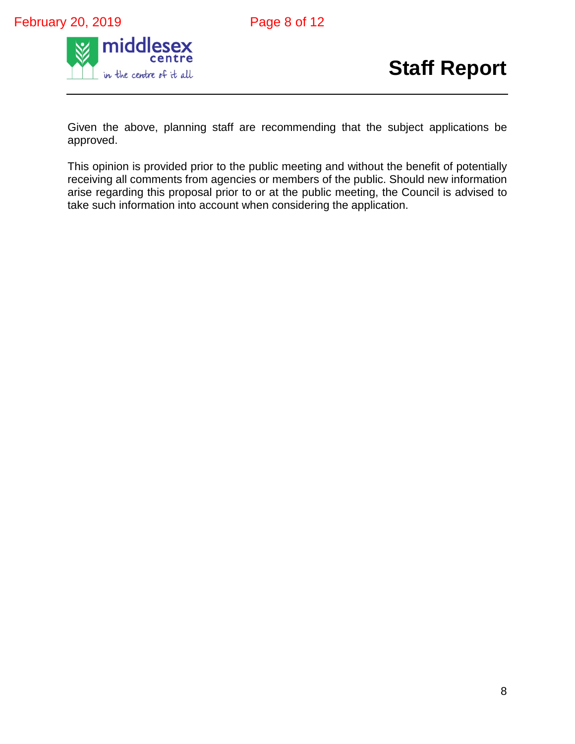Given the above, planning staff are recommending that the subject applications be approved.

This opinion is provided prior to the public meeting and without the benefit of potentially receiving all comments from agencies or members of the public. Should new information arise regarding this proposal prior to or at the public meeting, the Council is advised to take such information into account when considering the application.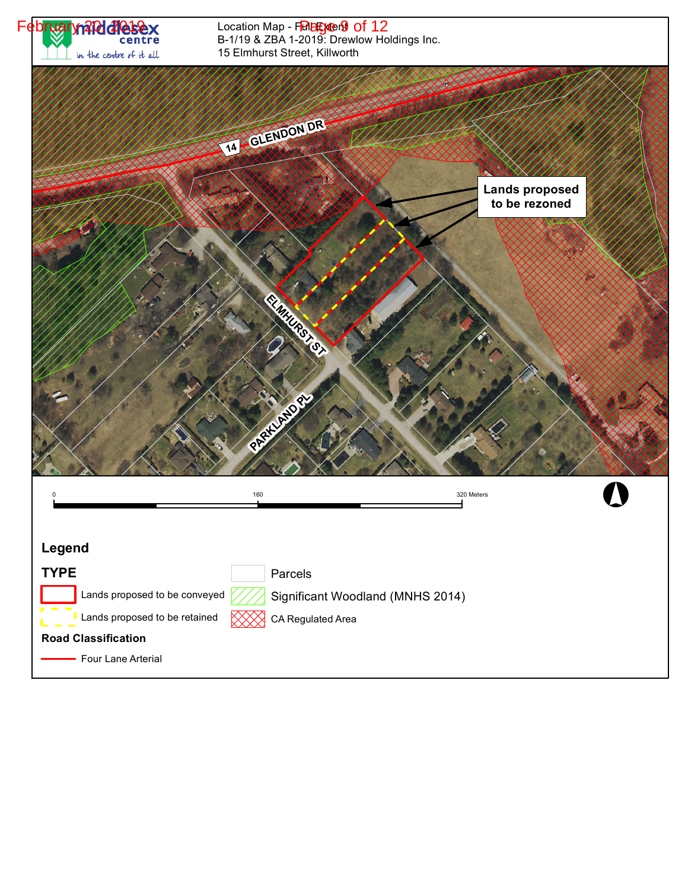Location Map - Full Extent
B-1/19 & ZBA 1-2019: Drewlow Holdings Inc.
15 Elmhurst Street, Killworth

Lands proposed to be rezoned

GLENDON DR

ELMHURST ST

PARKLAND PL

0 160 320 Meters

## Legend

### TYPE

- Lands proposed to be conveyed
- Lands proposed to be retained
- Parcels
- Significant Woodland (MNHS 2014)
- CA Regulated Area

**Road Classification**

- Four Lane Arterial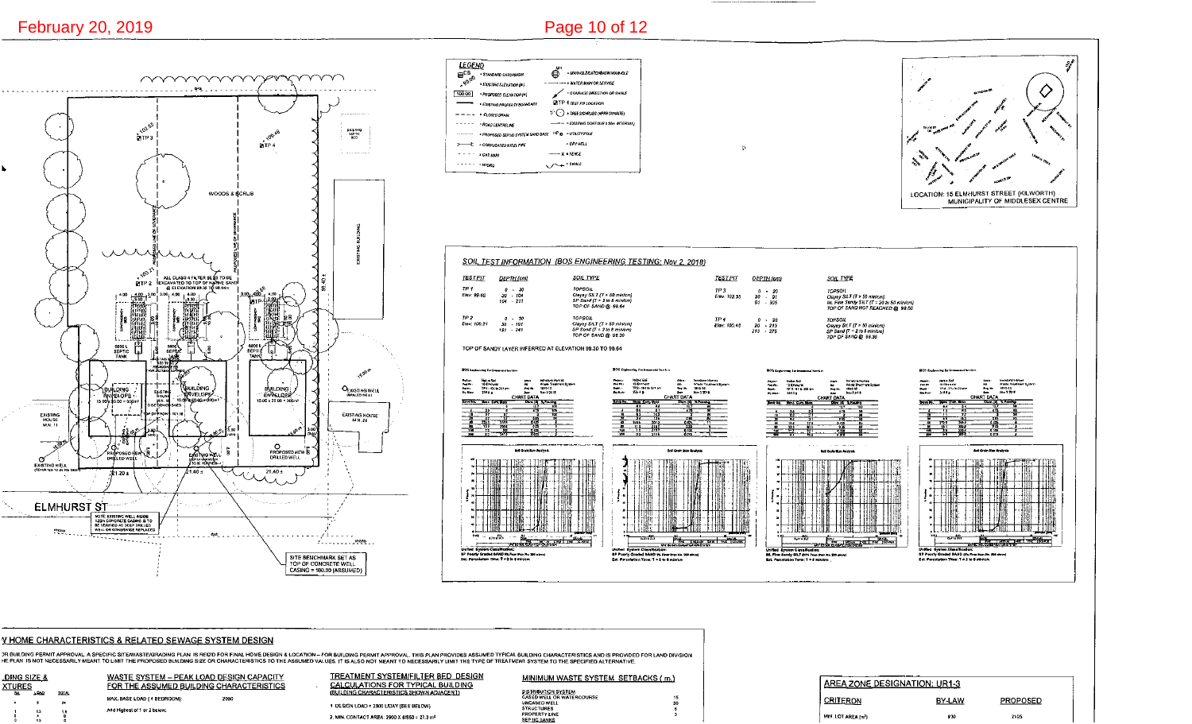## LEGEND

- STANDARD CATCHBASIN
- EXISTING ELEVATION (m)
- PROPOSED ELEVATION (m)
- EXISTING PROPERTY BOUNDARY
- CLOSED DRAIN
- ROAD CENTRELINE
- PROPOSED SEPTIC SYSTEM SAND BASE
- CORRUGATED STEEL PIPE
- GAS MAIN
- HYDRO
- MH/MANHOLE/CATCHBASIN MANHOLE
- WATER MAIN OR SERVICE
- DRAINAGE DIRECTION OR SWALE
- TP 4 TEST PIT LOCATION
- TREE DRIPLINE (APPROXIMATE)
- EXISTING CONTOUR (0.5m INTERVAL)
- UTILITY POLE
- DRY WELL
- FENCE
- SWALE

LOCATION: 15 ELMHURST STREET (KILWORTH)
MUNICIPALITY OF MIDDLESEX CENTRE

WOODS & SCRUB

ALL CLASS 4 FILTER BEDS TO BE EXCAVATED TO TOP OF NATIVE SAND @ ELEVATION 98.30 TO 98.64

BUILDING ENVELOPE 15.00 x 20.00 = 300m²

EXISTING HOUSE MUN. 11

EXISTING HOUSE MUN. 21

EXISTING WELL

PROPOSED NEW DRILLED WELL

EXISTING WELL

PROPOSED NEW DRILLED WELL

ELMHURST ST

NOTE: EXISTING WELL INSIDE ... TO BE VERIFIED AS DEEP DRILLED WELL OR OTHERWISE REPLACED

SITE BENCHMARK SET AS TOP OF CONCRETE WELL CASING = 100.00 (ASSUMED)

## SOIL TEST INFORMATION (BOS ENGINEERING TESTING: Nov 2, 2018)

| TEST PIT | DEPTH (cm) | SOIL TYPE |
|---|---|---|
| TP 1 Elev. 99.68 | 0 - 30 | TOPSOIL |
| | 30 - 104 | Clayey SILT (T > 50 min/cm) |
| | 104 - 221 | SP Sand (T = 2 to 8 min/cm) |
| | | TOP OF SAND @ 98.64 |
| TP 2 Elev. 100.21 | 0 - 30 | TOPSOIL |
| | 30 - 191 | Clayey SILT (T > 50 min/cm) |
| | 191 - 249 | SP Sand (T = 2 to 8 min/cm) |
| | | TOP OF SAND @ 98.30 |
| TP 3 Elev. 102.33 | 0 - 20 | TOPSOIL |
| | 20 - 91 | Clayey SILT (T > 50 min/cm) |
| | 91 - 305 | ML Fine Sandy SILT (T = 20 to 50 min/cm) |
| | | TOP OF SAND NOT REACHED @ 99.50 |
| TP 4 Elev. 100.48 | 0 - 20 | TOPSOIL |
| | 20 - 213 | Clayey SILT (T > 50 min/cm) |
| | 213 - 275 | SP Sand (T = 2 to 8 min/cm) |
| | | TOP OF SAND @ 98.36 |

TOP OF SANDY LAYER INFERRED AT ELEVATION 98.30 TO 98.64

Unified System Classification: SP Poorly Graded SAND. Est. Percolation Time: T = 2 to 8 min/cm

Unified System Classification: SP Poorly Graded SAND. Est. Percolation Time: T = 2 to 8 min/cm

Unified System Classification: ML Fine Sandy SILT. Est. Percolation Time: T = 8 min/cm

Unified System Classification: SP Poorly Graded SAND. Est. Percolation Time: T = 2 to 8 min/cm

## NEW HOME CHARACTERISTICS & RELATED SEWAGE SYSTEM DESIGN

FOR BUILDING PERMIT APPROVAL, A SPECIFIC SITE/WASTE/GRADING PLAN IS REQ'D FOR FINAL HOME DESIGN & LOCATION – FOR BUILDING PERMIT APPROVAL. THIS PLAN PROVIDES ASSUMED TYPICAL BUILDING CHARACTERISTICS AND IS PROVIDED FOR LAND DIVISION. THE PLAN IS NOT NECESSARILY MEANT TO LIMIT THE PROPOSED BUILDING SIZE OR CHARACTERISTICS TO THE ASSUMED VALUES. IT IS ALSO NOT MEANT TO NECESSARILY LIMIT THE TYPE OF TREATMENT SYSTEM TO THE SPECIFIED ALTERNATIVE.

**BUILDING SIZE & FIXTURES**

**WASTE SYSTEM – PEAK LOAD DESIGN CAPACITY FOR THE ASSUMED BUILDING CHARACTERISTICS**

MAX. BASE LOAD (4 BEDROOM): 2000

Add Highest of 1 or 2 below:

**TREATMENT SYSTEM/FILTER BED DESIGN CALCULATIONS FOR TYPICAL BUILDING** (BUILDING CHARACTERISTICS SHOWN ADJACENT)

1. DESIGN LOAD = 2000 L/DAY (SEE BELOW)

2. MIN. CONTACT AREA: 2000 X 8/850 = 27.3 m²

**MINIMUM WASTE SYSTEM SETBACKS (m)**

| DISTRIBUTION SYSTEM | |
|---|---|
| CASED WELL OR WATERCOURSE | 15 |
| UNCASED WELL | 30 |
| STRUCTURES | 5 |
| PROPERTY LINE | 3 |
| SEPTIC TANKS | |

**AREA ZONE DESIGNATION: UR1-3**

| CRITERON | BY-LAW | PROPOSED |
|---|---|---|
| MIN. LOT AREA (m²) | 930 | 2325 |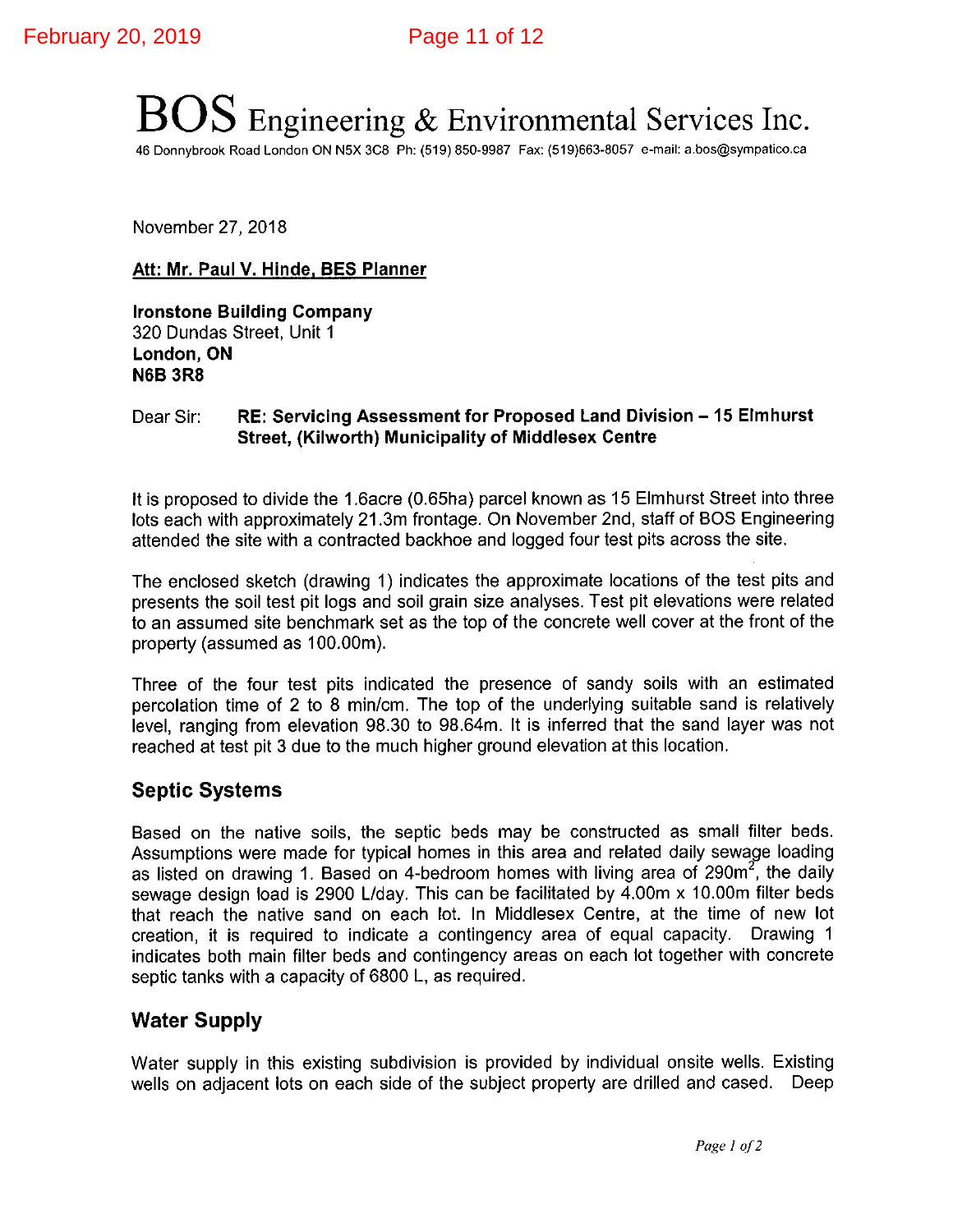# BOS Engineering & Environmental Services Inc.

46 Donnybrook Road London ON N5X 3C8 Ph: (519) 850-9987 Fax: (519)663-8057 e-mail: a.bos@sympatico.ca

November 27, 2018

**Att: Mr. Paul V. Hinde, BES Planner**

**Ironstone Building Company**
320 Dundas Street, Unit 1
**London, ON**
**N6B 3R8**

Dear Sir: **RE: Servicing Assessment for Proposed Land Division – 15 Elmhurst Street, (Kilworth) Municipality of Middlesex Centre**

It is proposed to divide the 1.6acre (0.65ha) parcel known as 15 Elmhurst Street into three lots each with approximately 21.3m frontage. On November 2nd, staff of BOS Engineering attended the site with a contracted backhoe and logged four test pits across the site.

The enclosed sketch (drawing 1) indicates the approximate locations of the test pits and presents the soil test pit logs and soil grain size analyses. Test pit elevations were related to an assumed site benchmark set as the top of the concrete well cover at the front of the property (assumed as 100.00m).

Three of the four test pits indicated the presence of sandy soils with an estimated percolation time of 2 to 8 min/cm. The top of the underlying suitable sand is relatively level, ranging from elevation 98.30 to 98.64m. It is inferred that the sand layer was not reached at test pit 3 due to the much higher ground elevation at this location.

## Septic Systems

Based on the native soils, the septic beds may be constructed as small filter beds. Assumptions were made for typical homes in this area and related daily sewage loading as listed on drawing 1. Based on 4-bedroom homes with living area of 290m$^2$, the daily sewage design load is 2900 L/day. This can be facilitated by 4.00m x 10.00m filter beds that reach the native sand on each lot. In Middlesex Centre, at the time of new lot creation, it is required to indicate a contingency area of equal capacity. Drawing 1 indicates both main filter beds and contingency areas on each lot together with concrete septic tanks with a capacity of 6800 L, as required.

## Water Supply

Water supply in this existing subdivision is provided by individual onsite wells. Existing wells on adjacent lots on each side of the subject property are drilled and cased. Deep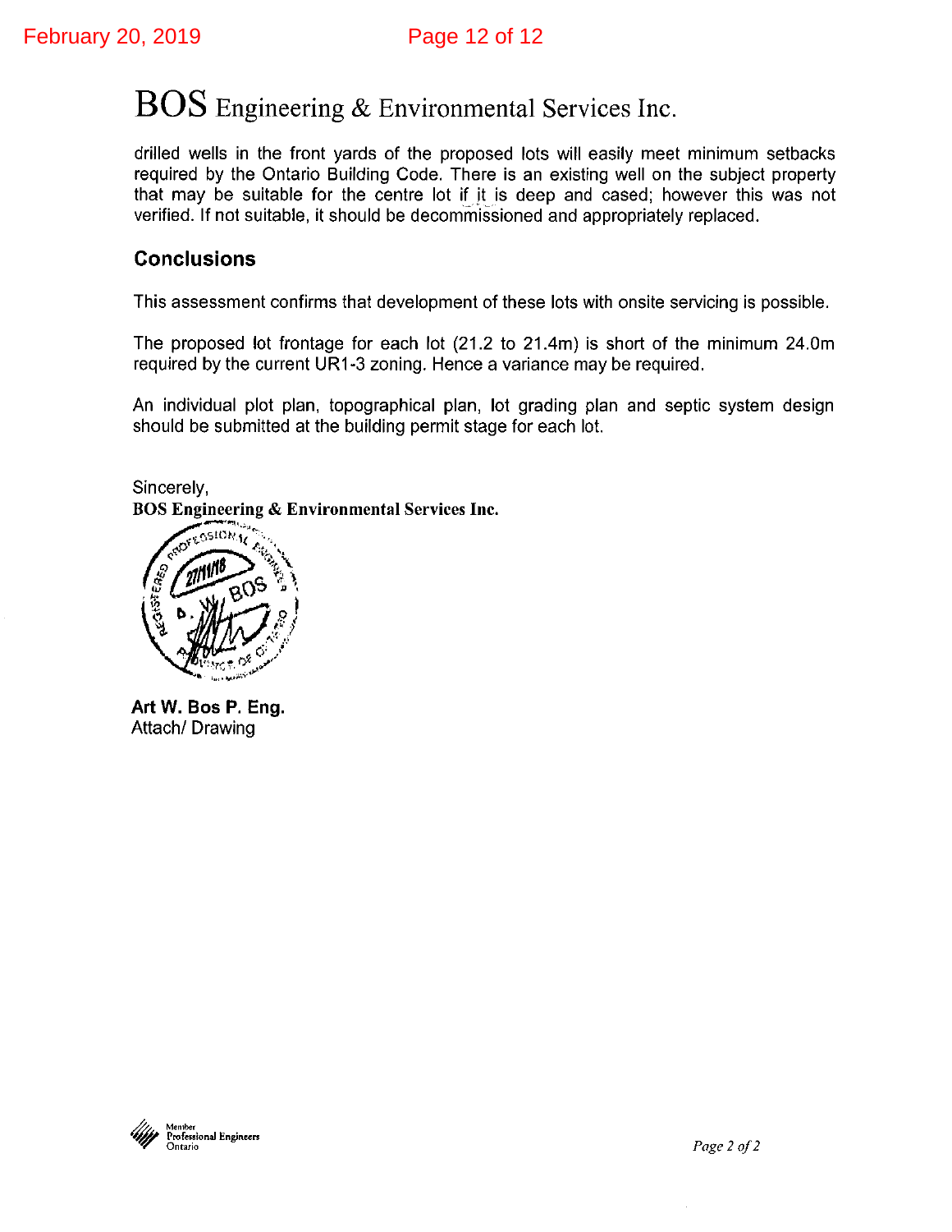# BOS Engineering & Environmental Services Inc.

drilled wells in the front yards of the proposed lots will easily meet minimum setbacks required by the Ontario Building Code. There is an existing well on the subject property that may be suitable for the centre lot if it is deep and cased; however this was not verified. If not suitable, it should be decommissioned and appropriately replaced.

## Conclusions

This assessment confirms that development of these lots with onsite servicing is possible.

The proposed lot frontage for each lot (21.2 to 21.4m) is short of the minimum 24.0m required by the current UR1-3 zoning. Hence a variance may be required.

An individual plot plan, topographical plan, lot grading plan and septic system design should be submitted at the building permit stage for each lot.

Sincerely,
**BOS Engineering & Environmental Services Inc.**

**Art W. Bos P. Eng.**
Attach/ Drawing

Member Professional Engineers Ontario